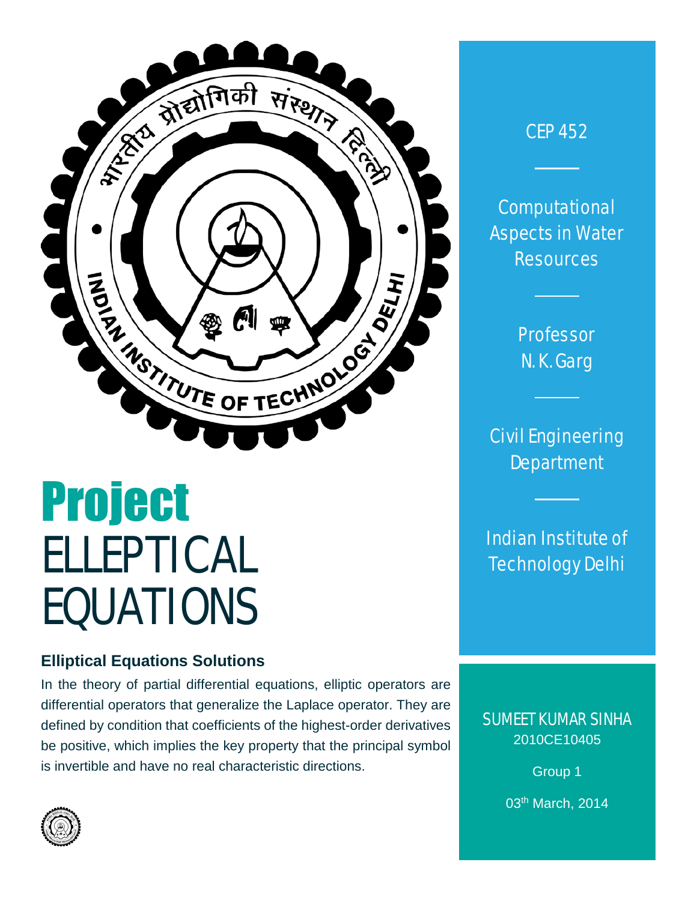# Project

# ELLEPTICAL EQUATIONS

## Elliptical Equations Solutions

In the theory of partial differential equations, elliptic operators are differential operators that generalize the Laplace operator. They are defined by condition that coefficients of the highest-order derivatives be positive, which implies the key property that the principal symbol is invertible and have no real characteristic directions.

CEP 452

Computational Aspects in Water Resources

Professor N. K. Garg

Civil Engineering Department

Indian Institute of Technology Delhi

SUMEET KUMAR SINHA
2010CE10405

Group 1

03th March, 2014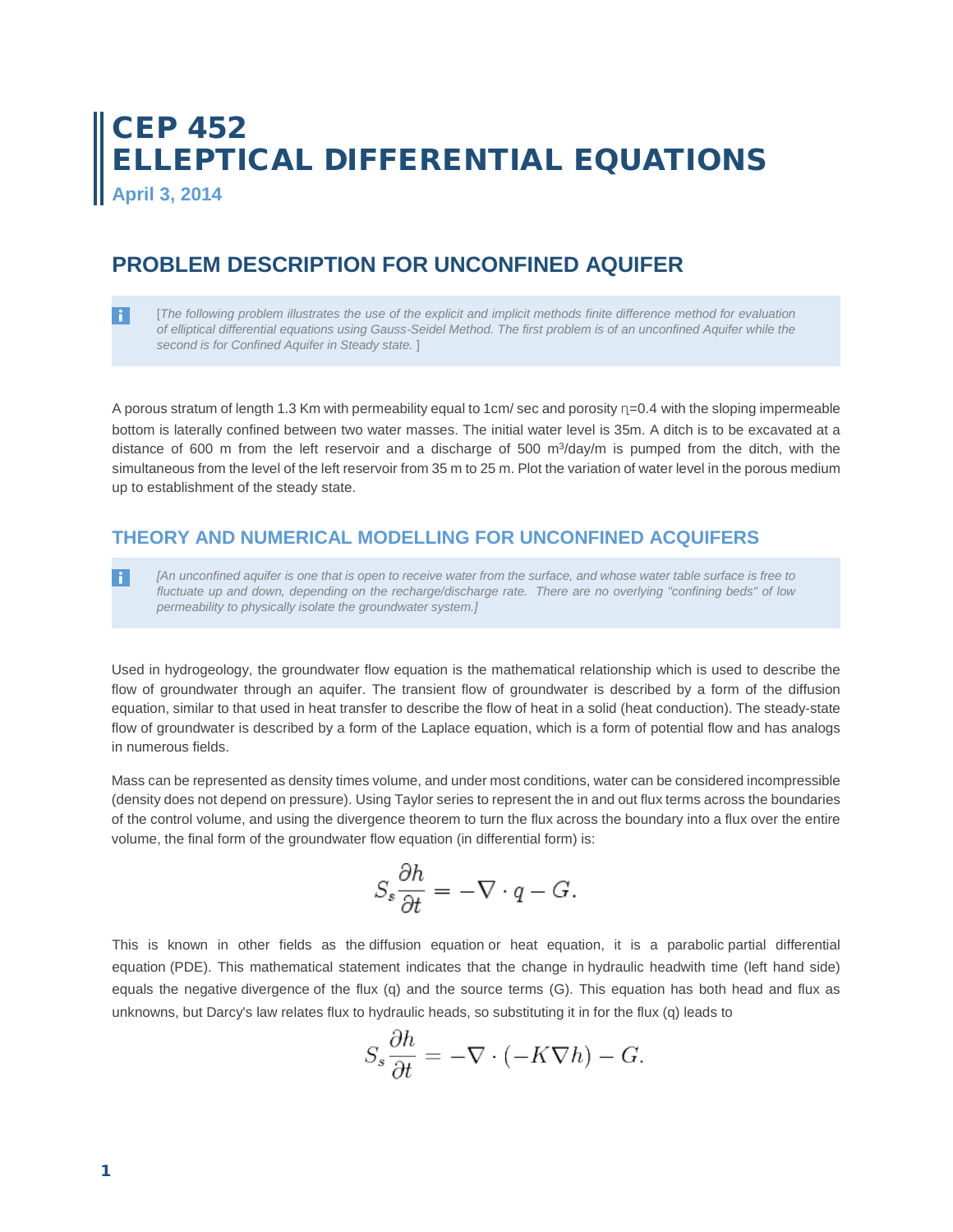# CEP 452
# ELLEPTICAL DIFFERENTIAL EQUATIONS

**April 3, 2014**

## PROBLEM DESCRIPTION FOR UNCONFINED AQUIFER

> [*The following problem illustrates the use of the explicit and implicit methods finite difference method for evaluation of elliptical differential equations using Gauss-Seidel Method. The first problem is of an unconfined Aquifer while the second is for Confined Aquifer in Steady state.* ]

A porous stratum of length 1.3 Km with permeability equal to 1cm/ sec and porosity $\eta$=0.4 with the sloping impermeable bottom is laterally confined between two water masses. The initial water level is 35m. A ditch is to be excavated at a distance of 600 m from the left reservoir and a discharge of 500 $m^3$/day/m is pumped from the ditch, with the simultaneous from the level of the left reservoir from 35 m to 25 m. Plot the variation of water level in the porous medium up to establishment of the steady state.

### THEORY AND NUMERICAL MODELLING FOR UNCONFINED ACQUIFERS

> *[An unconfined aquifer is one that is open to receive water from the surface, and whose water table surface is free to fluctuate up and down, depending on the recharge/discharge rate. There are no overlying "confining beds" of low permeability to physically isolate the groundwater system.]*

Used in hydrogeology, the groundwater flow equation is the mathematical relationship which is used to describe the flow of groundwater through an aquifer. The transient flow of groundwater is described by a form of the diffusion equation, similar to that used in heat transfer to describe the flow of heat in a solid (heat conduction). The steady-state flow of groundwater is described by a form of the Laplace equation, which is a form of potential flow and has analogs in numerous fields.

Mass can be represented as density times volume, and under most conditions, water can be considered incompressible (density does not depend on pressure). Using Taylor series to represent the in and out flux terms across the boundaries of the control volume, and using the divergence theorem to turn the flux across the boundary into a flux over the entire volume, the final form of the groundwater flow equation (in differential form) is:

$$S_s \frac{\partial h}{\partial t} = -\nabla \cdot q - G.$$

This is known in other fields as the diffusion equation or heat equation, it is a parabolic partial differential equation (PDE). This mathematical statement indicates that the change in hydraulic headwith time (left hand side) equals the negative divergence of the flux (q) and the source terms (G). This equation has both head and flux as unknowns, but Darcy's law relates flux to hydraulic heads, so substituting it in for the flux (q) leads to

$$S_s \frac{\partial h}{\partial t} = -\nabla \cdot (-K \nabla h) - G.$$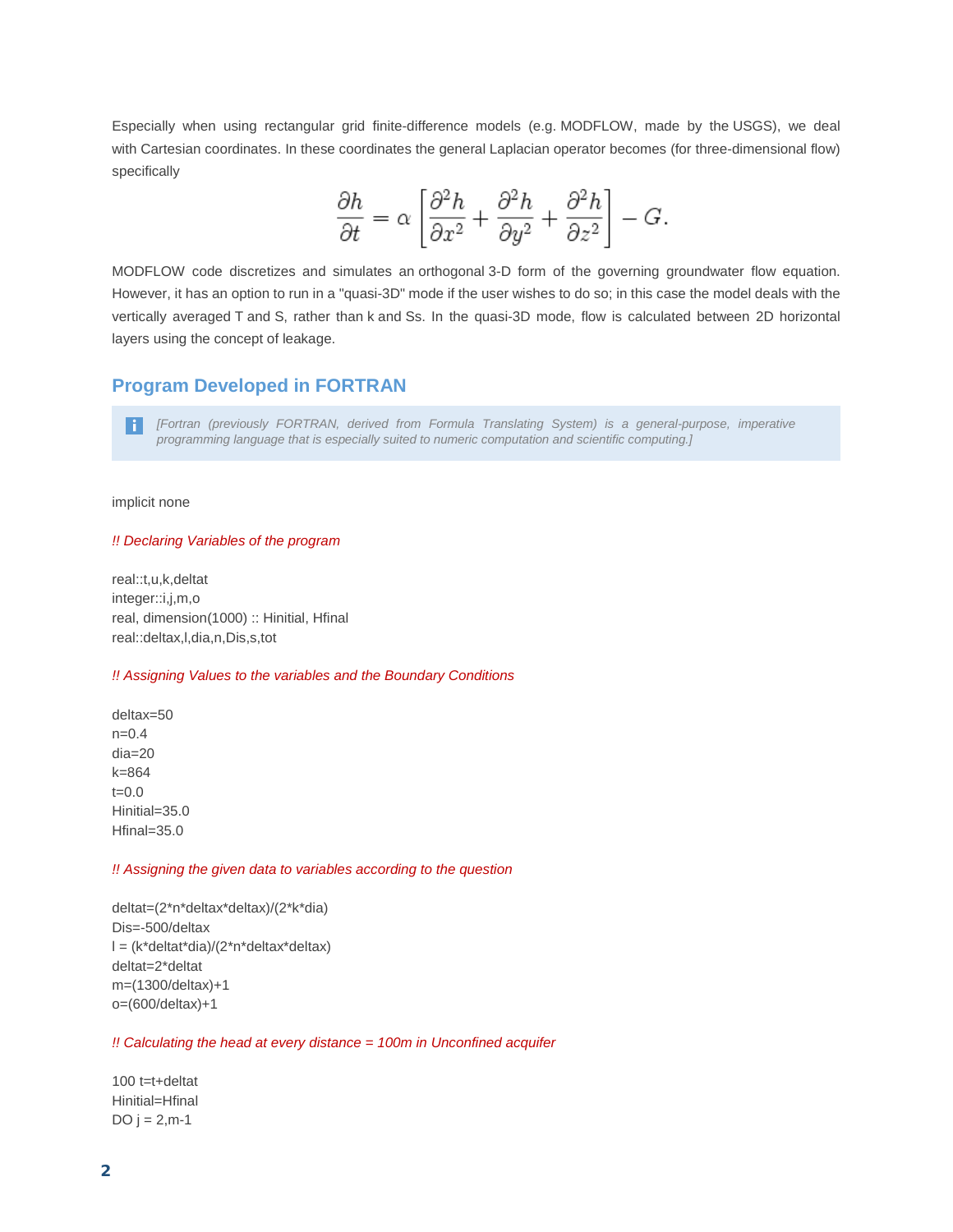Especially when using rectangular grid finite-difference models (e.g. MODFLOW, made by the USGS), we deal with Cartesian coordinates. In these coordinates the general Laplacian operator becomes (for three-dimensional flow) specifically

$$\frac{\partial h}{\partial t} = \alpha \left[ \frac{\partial^2 h}{\partial x^2} + \frac{\partial^2 h}{\partial y^2} + \frac{\partial^2 h}{\partial z^2} \right] - G.$$

MODFLOW code discretizes and simulates an orthogonal 3-D form of the governing groundwater flow equation. However, it has an option to run in a "quasi-3D" mode if the user wishes to do so; in this case the model deals with the vertically averaged T and S, rather than k and Ss. In the quasi-3D mode, flow is calculated between 2D horizontal layers using the concept of leakage.

## Program Developed in FORTRAN

> *[Fortran (previously FORTRAN, derived from Formula Translating System) is a general-purpose, imperative programming language that is especially suited to numeric computation and scientific computing.]*

```
implicit none

!! Declaring Variables of the program

real::t,u,k,deltat
integer::i,j,m,o
real, dimension(1000) :: Hinitial, Hfinal
real::deltax,l,dia,n,Dis,s,tot

!! Assigning Values to the variables and the Boundary Conditions

deltax=50
n=0.4
dia=20
k=864
t=0.0
Hinitial=35.0
Hfinal=35.0

!! Assigning the given data to variables according to the question

deltat=(2*n*deltax*deltax)/(2*k*dia)
Dis=-500/deltax
l = (k*deltat*dia)/(2*n*deltax*deltax)
deltat=2*deltat
m=(1300/deltax)+1
o=(600/deltax)+1

!! Calculating the head at every distance = 100m in Unconfined acquifer

100 t=t+deltat
Hinitial=Hfinal
DO j = 2,m-1
```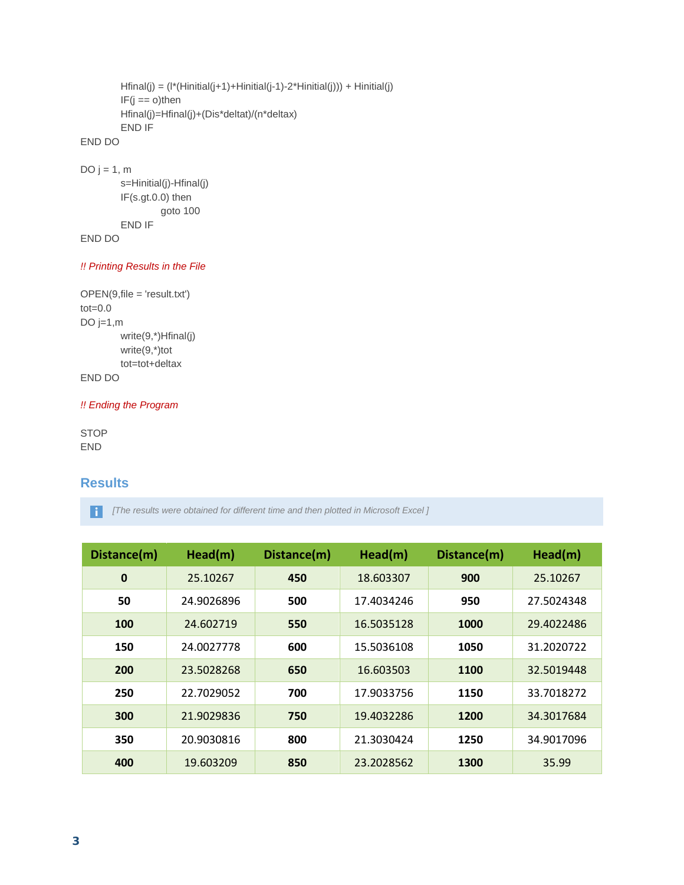```
        Hfinal(j) = (l*(Hinitial(j+1)+Hinitial(j-1)-2*Hinitial(j))) + Hinitial(j)
        IF(j == o)then
        Hfinal(j)=Hfinal(j)+(Dis*deltat)/(n*deltax)
        END IF
END DO

DO j = 1, m
        s=Hinitial(j)-Hfinal(j)
        IF(s.gt.0.0) then
                goto 100
        END IF
END DO
```

*!! Printing Results in the File*

```
OPEN(9,file = 'result.txt')
tot=0.0
DO j=1,m
        write(9,*)Hfinal(j)
        write(9,*)tot
        tot=tot+deltax
END DO
```

*!! Ending the Program*

```
STOP
END
```

## Results

*[The results were obtained for different time and then plotted in Microsoft Excel ]*

| Distance(m) | Head(m) | Distance(m) | Head(m) | Distance(m) | Head(m) |
|---|---|---|---|---|---|
| **0** | 25.10267 | **450** | 18.603307 | **900** | 25.10267 |
| **50** | 24.9026896 | **500** | 17.4034246 | **950** | 27.5024348 |
| **100** | 24.602719 | **550** | 16.5035128 | **1000** | 29.4022486 |
| **150** | 24.0027778 | **600** | 15.5036108 | **1050** | 31.2020722 |
| **200** | 23.5028268 | **650** | 16.603503 | **1100** | 32.5019448 |
| **250** | 22.7029052 | **700** | 17.9033756 | **1150** | 33.7018272 |
| **300** | 21.9029836 | **750** | 19.4032286 | **1200** | 34.3017684 |
| **350** | 20.9030816 | **800** | 21.3030424 | **1250** | 34.9017096 |
| **400** | 19.603209 | **850** | 23.2028562 | **1300** | 35.99 |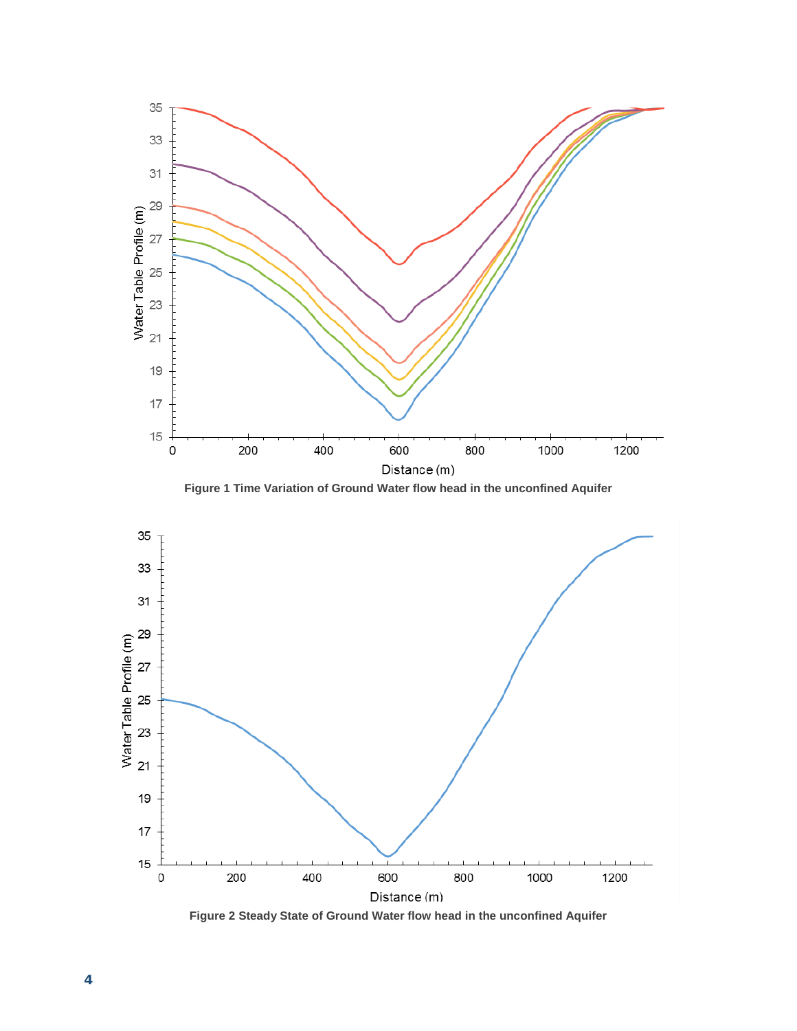Figure 1 Time Variation of Ground Water flow head in the unconfined Aquifer

Figure 2 Steady State of Ground Water flow head in the unconfined Aquifer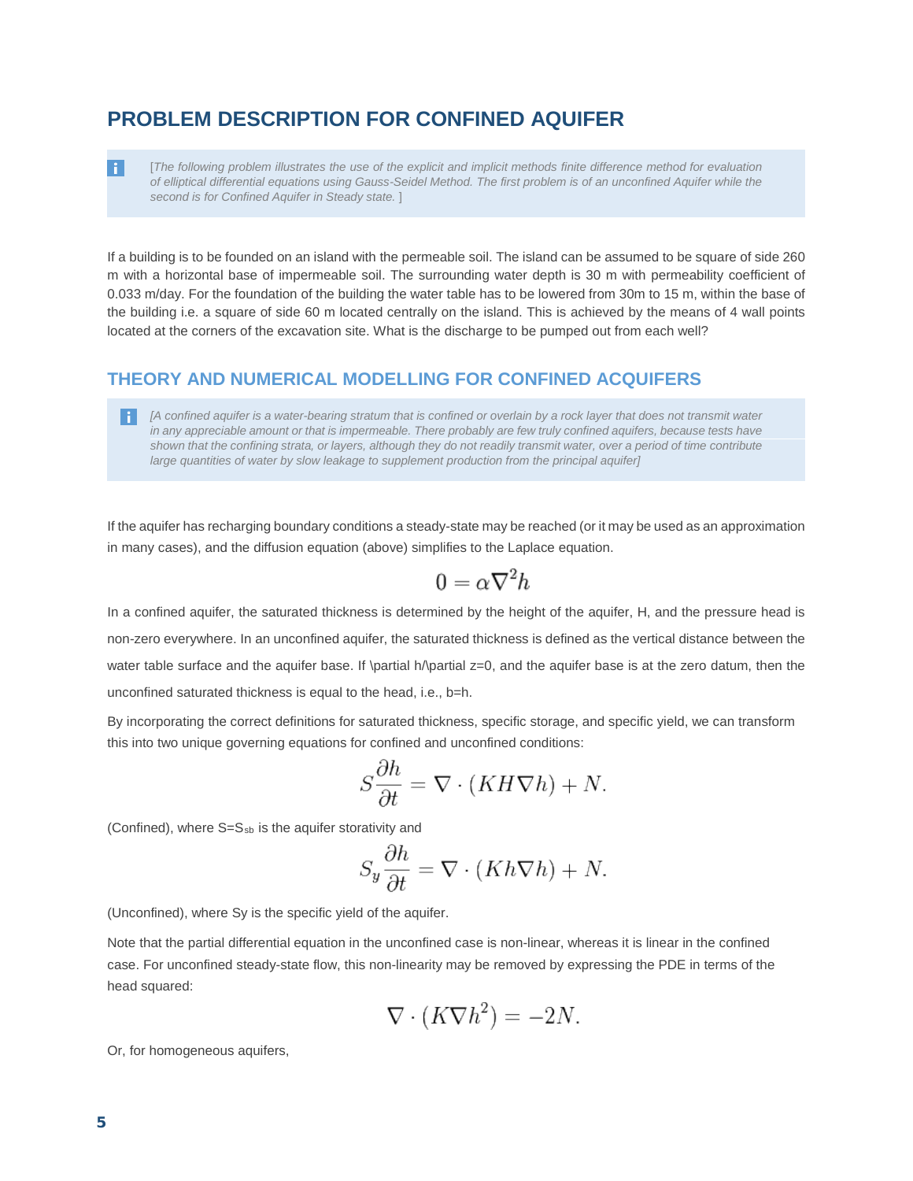## PROBLEM DESCRIPTION FOR CONFINED AQUIFER

> [*The following problem illustrates the use of the explicit and implicit methods finite difference method for evaluation of elliptical differential equations using Gauss-Seidel Method. The first problem is of an unconfined Aquifer while the second is for Confined Aquifer in Steady state.* ]

If a building is to be founded on an island with the permeable soil. The island can be assumed to be square of side 260 m with a horizontal base of impermeable soil. The surrounding water depth is 30 m with permeability coefficient of 0.033 m/day. For the foundation of the building the water table has to be lowered from 30m to 15 m, within the base of the building i.e. a square of side 60 m located centrally on the island. This is achieved by the means of 4 wall points located at the corners of the excavation site. What is the discharge to be pumped out from each well?

### THEORY AND NUMERICAL MODELLING FOR CONFINED ACQUIFERS

> *[A confined aquifer is a water-bearing stratum that is confined or overlain by a rock layer that does not transmit water in any appreciable amount or that is impermeable. There probably are few truly confined aquifers, because tests have shown that the confining strata, or layers, although they do not readily transmit water, over a period of time contribute large quantities of water by slow leakage to supplement production from the principal aquifer]*

If the aquifer has recharging boundary conditions a steady-state may be reached (or it may be used as an approximation in many cases), and the diffusion equation (above) simplifies to the Laplace equation.

$$0 = \alpha \nabla^2 h$$

In a confined aquifer, the saturated thickness is determined by the height of the aquifer, H, and the pressure head is non-zero everywhere. In an unconfined aquifer, the saturated thickness is defined as the vertical distance between the water table surface and the aquifer base. If \partial h/\partial z=0, and the aquifer base is at the zero datum, then the unconfined saturated thickness is equal to the head, i.e., b=h.

By incorporating the correct definitions for saturated thickness, specific storage, and specific yield, we can transform this into two unique governing equations for confined and unconfined conditions:

$$S\frac{\partial h}{\partial t} = \nabla \cdot (KH\nabla h) + N.$$

(Confined), where $S=S_{sb}$ is the aquifer storativity and

$$S_y\frac{\partial h}{\partial t} = \nabla \cdot (Kh\nabla h) + N.$$

(Unconfined), where Sy is the specific yield of the aquifer.

Note that the partial differential equation in the unconfined case is non-linear, whereas it is linear in the confined case. For unconfined steady-state flow, this non-linearity may be removed by expressing the PDE in terms of the head squared:

$$\nabla \cdot (K\nabla h^2) = -2N.$$

Or, for homogeneous aquifers,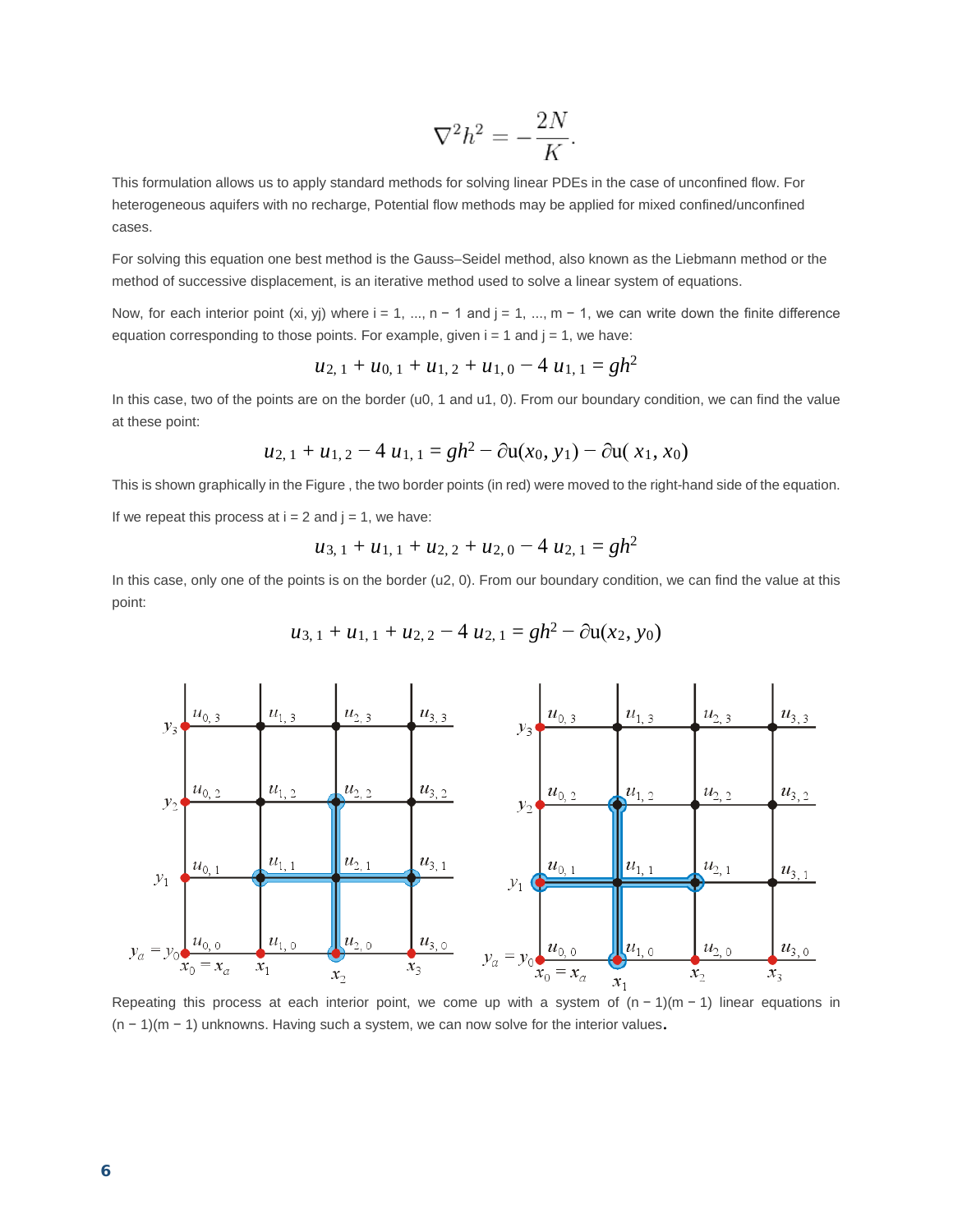$$\nabla^2 h^2 = -\frac{2N}{K}.$$

This formulation allows us to apply standard methods for solving linear PDEs in the case of unconfined flow. For heterogeneous aquifers with no recharge, Potential flow methods may be applied for mixed confined/unconfined cases.

For solving this equation one best method is the Gauss–Seidel method, also known as the Liebmann method or the method of successive displacement, is an iterative method used to solve a linear system of equations.

Now, for each interior point (xi, yj) where i = 1, ..., n − 1 and j = 1, ..., m − 1, we can write down the finite difference equation corresponding to those points. For example, given i = 1 and j = 1, we have:

$$u_{2,1} + u_{0,1} + u_{1,2} + u_{1,0} - 4\,u_{1,1} = gh^2$$

In this case, two of the points are on the border (u0, 1 and u1, 0). From our boundary condition, we can find the value at these point:

$$u_{2,1} + u_{1,2} - 4\,u_{1,1} = gh^2 - \partial\mathrm{u}(x_0, y_1) - \partial\mathrm{u}(\,x_1, x_0)$$

This is shown graphically in the Figure , the two border points (in red) were moved to the right-hand side of the equation.

If we repeat this process at i = 2 and j = 1, we have:

$$u_{3,1} + u_{1,1} + u_{2,2} + u_{2,0} - 4\,u_{2,1} = gh^2$$

In this case, only one of the points is on the border (u2, 0). From our boundary condition, we can find the value at this point:

$$u_{3,1} + u_{1,1} + u_{2,2} - 4\,u_{2,1} = gh^2 - \partial\mathrm{u}(x_2, y_0)$$

Repeating this process at each interior point, we come up with a system of (n − 1)(m − 1) linear equations in (n − 1)(m − 1) unknowns. Having such a system, we can now solve for the interior values.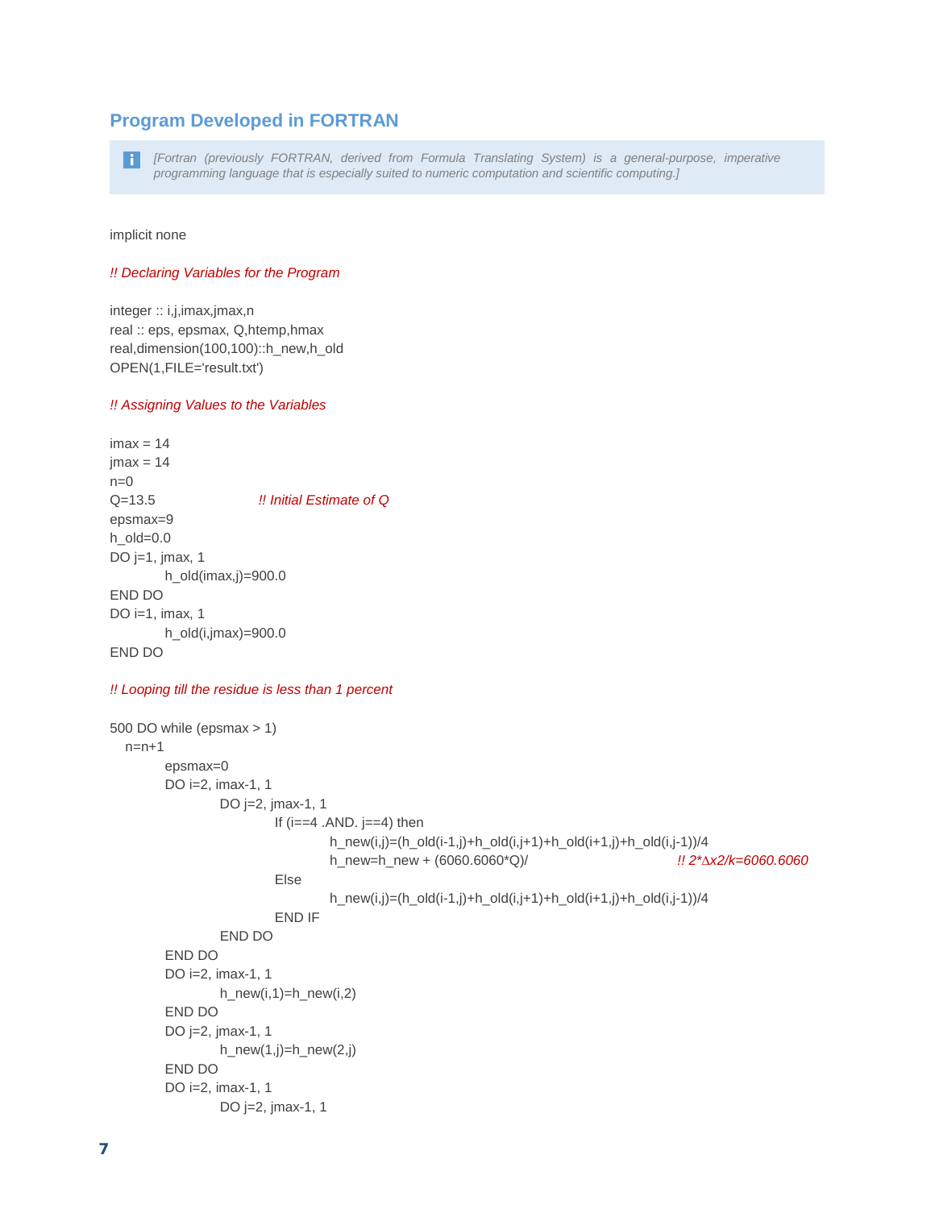## Program Developed in FORTRAN

> *[Fortran (previously FORTRAN, derived from Formula Translating System) is a general-purpose, imperative programming language that is especially suited to numeric computation and scientific computing.]*

```
implicit none

!! Declaring Variables for the Program

integer :: i,j,imax,jmax,n
real :: eps, epsmax, Q,htemp,hmax
real,dimension(100,100)::h_new,h_old
OPEN(1,FILE='result.txt')

!! Assigning Values to the Variables

imax = 14
jmax = 14
n=0
Q=13.5                    !! Initial Estimate of Q
epsmax=9
h_old=0.0
DO j=1, jmax, 1
        h_old(imax,j)=900.0
END DO
DO i=1, imax, 1
        h_old(i,jmax)=900.0
END DO

!! Looping till the residue is less than 1 percent

500 DO while (epsmax > 1)
   n=n+1
        epsmax=0
        DO i=2, imax-1, 1
                DO j=2, jmax-1, 1
                        If (i==4 .AND. j==4) then
                                h_new(i,j)=(h_old(i-1,j)+h_old(i,j+1)+h_old(i+1,j)+h_old(i,j-1))/4
                                h_new=h_new + (6060.6060*Q)/                    !! 2*Δx2/k=6060.6060
                        Else
                                h_new(i,j)=(h_old(i-1,j)+h_old(i,j+1)+h_old(i+1,j)+h_old(i,j-1))/4
                        END IF
                END DO
        END DO
        DO i=2, imax-1, 1
                h_new(i,1)=h_new(i,2)
        END DO
        DO j=2, jmax-1, 1
                h_new(1,j)=h_new(2,j)
        END DO
        DO i=2, imax-1, 1
                DO j=2, jmax-1, 1
```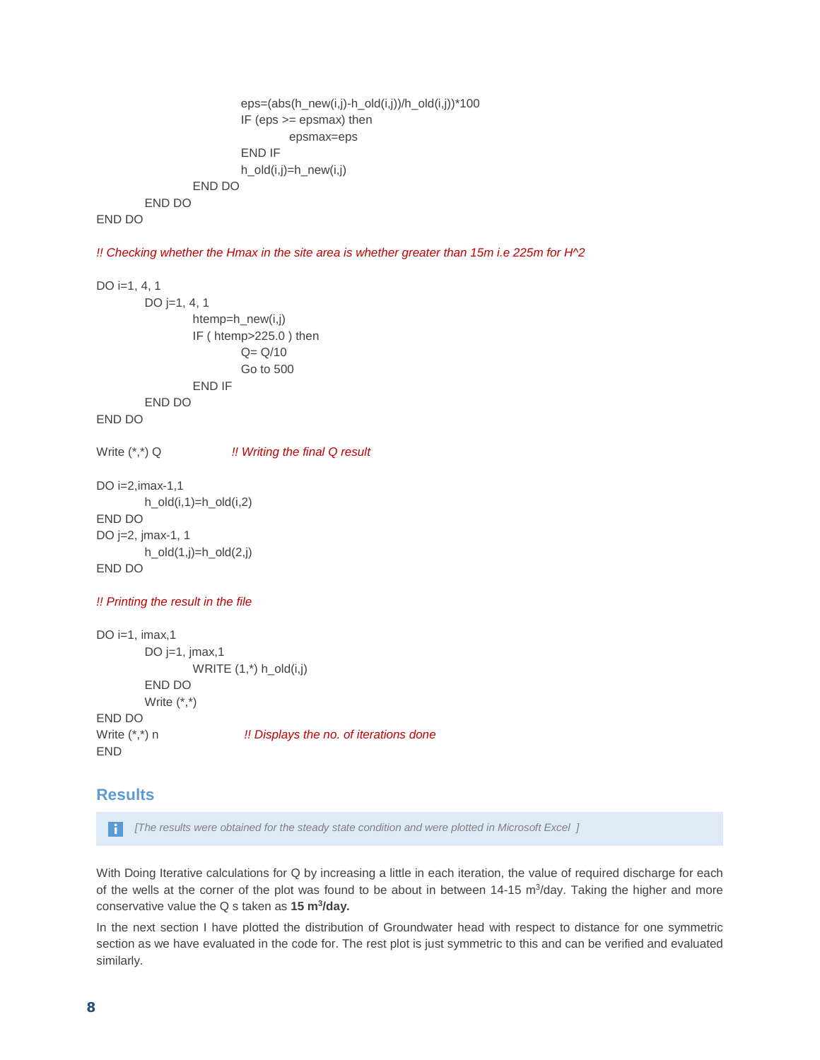```
                    eps=(abs(h_new(i,j)-h_old(i,j))/h_old(i,j))*100
                    IF (eps >= epsmax) then
                        epsmax=eps
                    END IF
                    h_old(i,j)=h_new(i,j)
                END DO
        END DO
END DO

!! Checking whether the Hmax in the site area is whether greater than 15m i.e 225m for H^2

DO i=1, 4, 1
        DO j=1, 4, 1
                htemp=h_new(i,j)
                IF ( htemp>225.0 ) then
                        Q= Q/10
                        Go to 500
                END IF
        END DO
END DO

Write (*,*) Q                !! Writing the final Q result

DO i=2,imax-1,1
        h_old(i,1)=h_old(i,2)
END DO
DO j=2, jmax-1, 1
        h_old(1,j)=h_old(2,j)
END DO

!! Printing the result in the file

DO i=1, imax,1
        DO j=1, jmax,1
                WRITE (1,*) h_old(i,j)
        END DO
        Write (*,*)
END DO
Write (*,*) n                !! Displays the no. of iterations done
END
```

## Results

> [The results were obtained for the steady state condition and were plotted in Microsoft Excel ]

With Doing Iterative calculations for Q by increasing a little in each iteration, the value of required discharge for each of the wells at the corner of the plot was found to be about in between 14-15 $m^3$/day. Taking the higher and more conservative value the Q s taken as **15 $m^3$/day.**

In the next section I have plotted the distribution of Groundwater head with respect to distance for one symmetric section as we have evaluated in the code for. The rest plot is just symmetric to this and can be verified and evaluated similarly.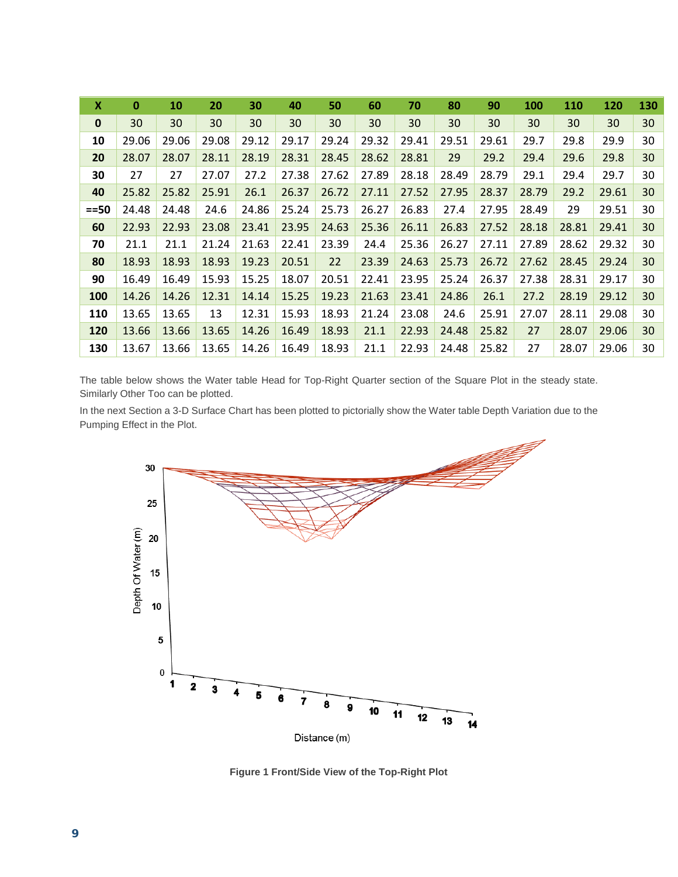| X | 0 | 10 | 20 | 30 | 40 | 50 | 60 | 70 | 80 | 90 | 100 | 110 | 120 | 130 |
|---|---|---|---|---|---|---|---|---|---|---|---|---|---|---|
| 0 | 30 | 30 | 30 | 30 | 30 | 30 | 30 | 30 | 30 | 30 | 30 | 30 | 30 | 30 |
| 10 | 29.06 | 29.06 | 29.08 | 29.12 | 29.17 | 29.24 | 29.32 | 29.41 | 29.51 | 29.61 | 29.7 | 29.8 | 29.9 | 30 |
| 20 | 28.07 | 28.07 | 28.11 | 28.19 | 28.31 | 28.45 | 28.62 | 28.81 | 29 | 29.2 | 29.4 | 29.6 | 29.8 | 30 |
| 30 | 27 | 27 | 27.07 | 27.2 | 27.38 | 27.62 | 27.89 | 28.18 | 28.49 | 28.79 | 29.1 | 29.4 | 29.7 | 30 |
| 40 | 25.82 | 25.82 | 25.91 | 26.1 | 26.37 | 26.72 | 27.11 | 27.52 | 27.95 | 28.37 | 28.79 | 29.2 | 29.61 | 30 |
| ==50 | 24.48 | 24.48 | 24.6 | 24.86 | 25.24 | 25.73 | 26.27 | 26.83 | 27.4 | 27.95 | 28.49 | 29 | 29.51 | 30 |
| 60 | 22.93 | 22.93 | 23.08 | 23.41 | 23.95 | 24.63 | 25.36 | 26.11 | 26.83 | 27.52 | 28.18 | 28.81 | 29.41 | 30 |
| 70 | 21.1 | 21.1 | 21.24 | 21.63 | 22.41 | 23.39 | 24.4 | 25.36 | 26.27 | 27.11 | 27.89 | 28.62 | 29.32 | 30 |
| 80 | 18.93 | 18.93 | 18.93 | 19.23 | 20.51 | 22 | 23.39 | 24.63 | 25.73 | 26.72 | 27.62 | 28.45 | 29.24 | 30 |
| 90 | 16.49 | 16.49 | 15.93 | 15.25 | 18.07 | 20.51 | 22.41 | 23.95 | 25.24 | 26.37 | 27.38 | 28.31 | 29.17 | 30 |
| 100 | 14.26 | 14.26 | 12.31 | 14.14 | 15.25 | 19.23 | 21.63 | 23.41 | 24.86 | 26.1 | 27.2 | 28.19 | 29.12 | 30 |
| 110 | 13.65 | 13.65 | 13 | 12.31 | 15.93 | 18.93 | 21.24 | 23.08 | 24.6 | 25.91 | 27.07 | 28.11 | 29.08 | 30 |
| 120 | 13.66 | 13.66 | 13.65 | 14.26 | 16.49 | 18.93 | 21.1 | 22.93 | 24.48 | 25.82 | 27 | 28.07 | 29.06 | 30 |
| 130 | 13.67 | 13.66 | 13.65 | 14.26 | 16.49 | 18.93 | 21.1 | 22.93 | 24.48 | 25.82 | 27 | 28.07 | 29.06 | 30 |

The table below shows the Water table Head for Top-Right Quarter section of the Square Plot in the steady state. Similarly Other Too can be plotted.

In the next Section a 3-D Surface Chart has been plotted to pictorially show the Water table Depth Variation due to the Pumping Effect in the Plot.

**Figure 1 Front/Side View of the Top-Right Plot**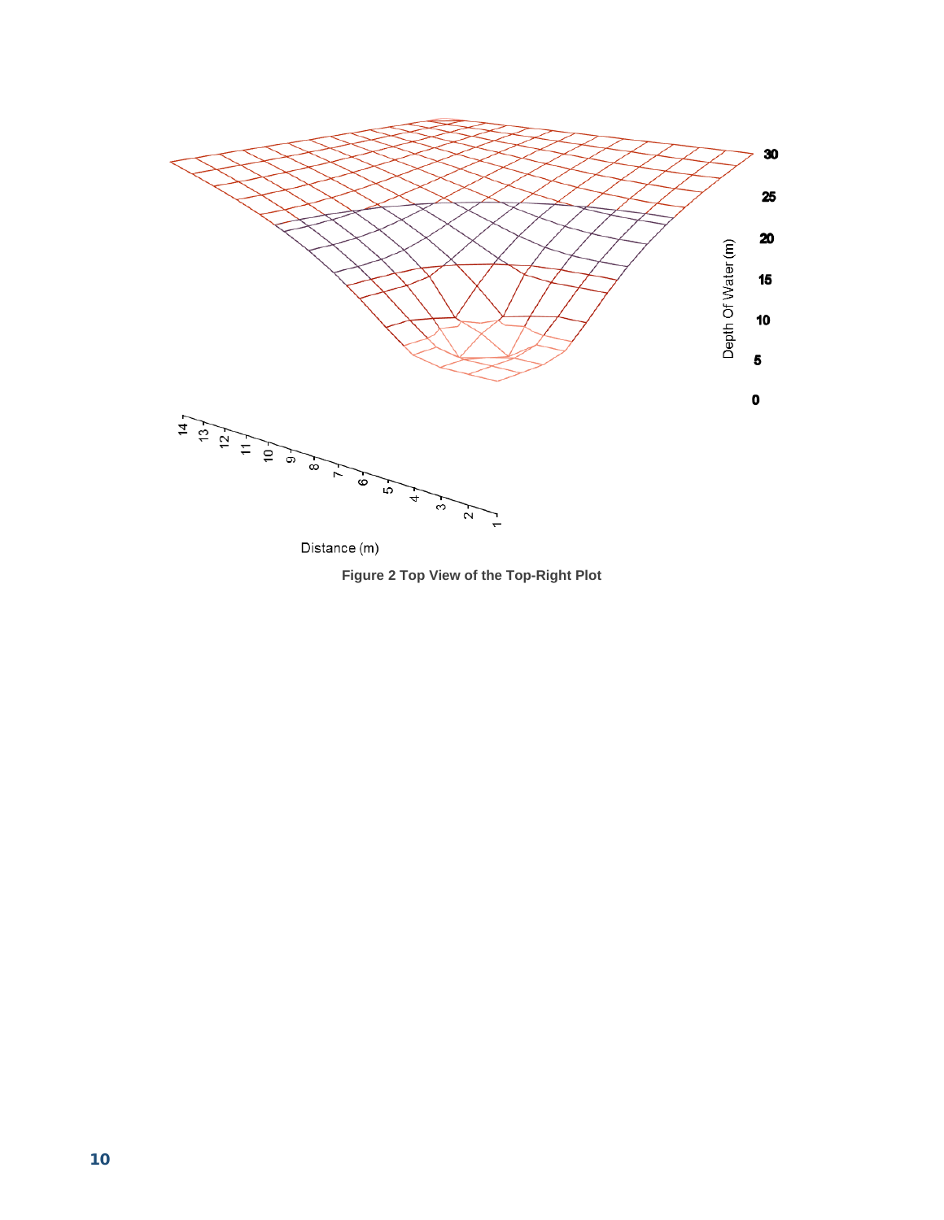30

25

20

15

10

5

0

Depth Of Water (m)

14
13
12
11
10
9
8
7
6
5
4
3
2
1

Distance (m)

**Figure 2 Top View of the Top-Right Plot**